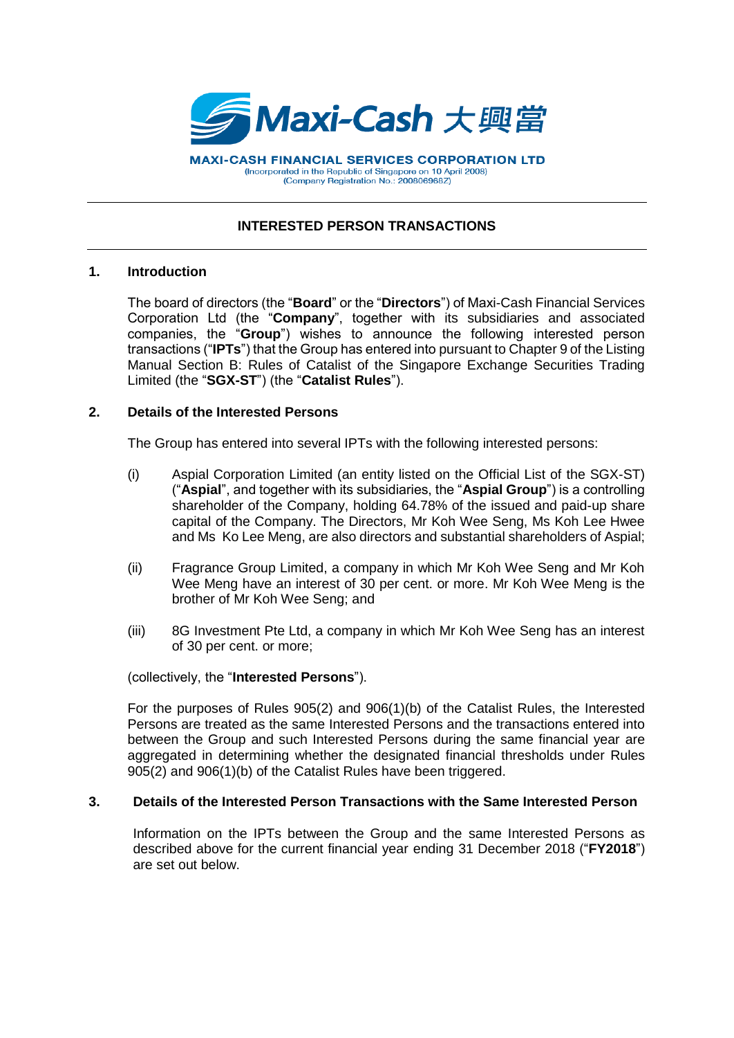**MAXI-CASH FINANCIAL SERVICES CORPORATION LTD**
(Incorporated in the Republic of Singapore on 10 April 2008)
(Company Registration No.: 200806968Z)

---

## INTERESTED PERSON TRANSACTIONS

---

### 1. Introduction

The board of directors (the "**Board**" or the "**Directors**") of Maxi-Cash Financial Services Corporation Ltd (the "**Company**", together with its subsidiaries and associated companies, the "**Group**") wishes to announce the following interested person transactions ("**IPTs**") that the Group has entered into pursuant to Chapter 9 of the Listing Manual Section B: Rules of Catalist of the Singapore Exchange Securities Trading Limited (the "**SGX-ST**") (the "**Catalist Rules**").

### 2. Details of the Interested Persons

The Group has entered into several IPTs with the following interested persons:

(i) Aspial Corporation Limited (an entity listed on the Official List of the SGX-ST) ("**Aspial**", and together with its subsidiaries, the "**Aspial Group**") is a controlling shareholder of the Company, holding 64.78% of the issued and paid-up share capital of the Company. The Directors, Mr Koh Wee Seng, Ms Koh Lee Hwee and Ms Ko Lee Meng, are also directors and substantial shareholders of Aspial;

(ii) Fragrance Group Limited, a company in which Mr Koh Wee Seng and Mr Koh Wee Meng have an interest of 30 per cent. or more. Mr Koh Wee Meng is the brother of Mr Koh Wee Seng; and

(iii) 8G Investment Pte Ltd, a company in which Mr Koh Wee Seng has an interest of 30 per cent. or more;

(collectively, the "**Interested Persons**").

For the purposes of Rules 905(2) and 906(1)(b) of the Catalist Rules, the Interested Persons are treated as the same Interested Persons and the transactions entered into between the Group and such Interested Persons during the same financial year are aggregated in determining whether the designated financial thresholds under Rules 905(2) and 906(1)(b) of the Catalist Rules have been triggered.

### 3. Details of the Interested Person Transactions with the Same Interested Person

Information on the IPTs between the Group and the same Interested Persons as described above for the current financial year ending 31 December 2018 ("**FY2018**") are set out below.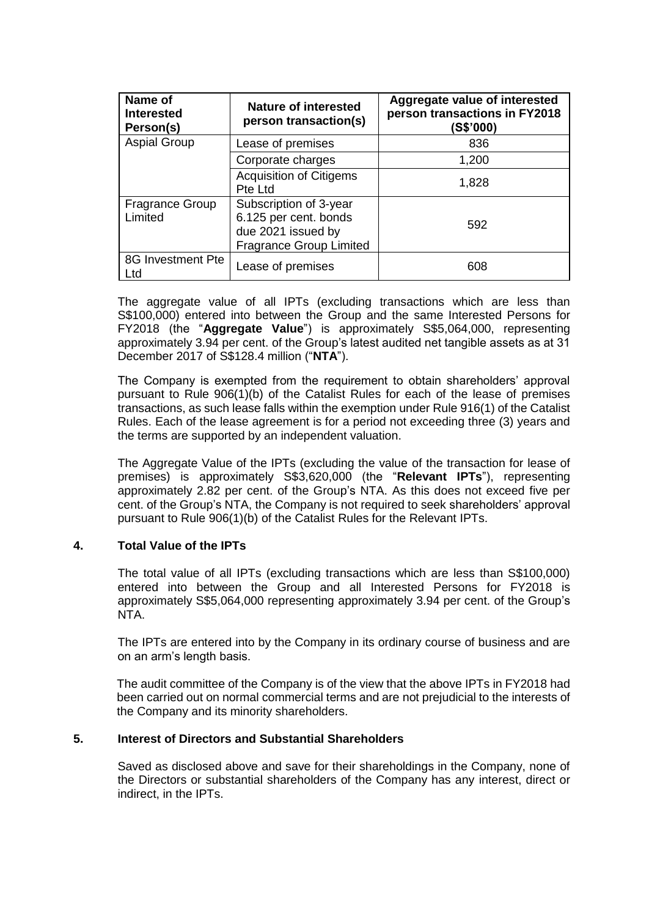| Name of Interested Person(s) | Nature of interested person transaction(s) | Aggregate value of interested person transactions in FY2018 (S$'000) |
|---|---|---|
| Aspial Group | Lease of premises | 836 |
| | Corporate charges | 1,200 |
| | Acquisition of Citigems Pte Ltd | 1,828 |
| Fragrance Group Limited | Subscription of 3-year 6.125 per cent. bonds due 2021 issued by Fragrance Group Limited | 592 |
| 8G Investment Pte Ltd | Lease of premises | 608 |

The aggregate value of all IPTs (excluding transactions which are less than S$100,000) entered into between the Group and the same Interested Persons for FY2018 (the "**Aggregate Value**") is approximately S$5,064,000, representing approximately 3.94 per cent. of the Group's latest audited net tangible assets as at 31 December 2017 of S$128.4 million ("**NTA**").

The Company is exempted from the requirement to obtain shareholders' approval pursuant to Rule 906(1)(b) of the Catalist Rules for each of the lease of premises transactions, as such lease falls within the exemption under Rule 916(1) of the Catalist Rules. Each of the lease agreement is for a period not exceeding three (3) years and the terms are supported by an independent valuation.

The Aggregate Value of the IPTs (excluding the value of the transaction for lease of premises) is approximately S$3,620,000 (the "**Relevant IPTs**"), representing approximately 2.82 per cent. of the Group's NTA. As this does not exceed five per cent. of the Group's NTA, the Company is not required to seek shareholders' approval pursuant to Rule 906(1)(b) of the Catalist Rules for the Relevant IPTs.

## 4. Total Value of the IPTs

The total value of all IPTs (excluding transactions which are less than S$100,000) entered into between the Group and all Interested Persons for FY2018 is approximately S$5,064,000 representing approximately 3.94 per cent. of the Group's NTA.

The IPTs are entered into by the Company in its ordinary course of business and are on an arm's length basis.

The audit committee of the Company is of the view that the above IPTs in FY2018 had been carried out on normal commercial terms and are not prejudicial to the interests of the Company and its minority shareholders.

## 5. Interest of Directors and Substantial Shareholders

Saved as disclosed above and save for their shareholdings in the Company, none of the Directors or substantial shareholders of the Company has any interest, direct or indirect, in the IPTs.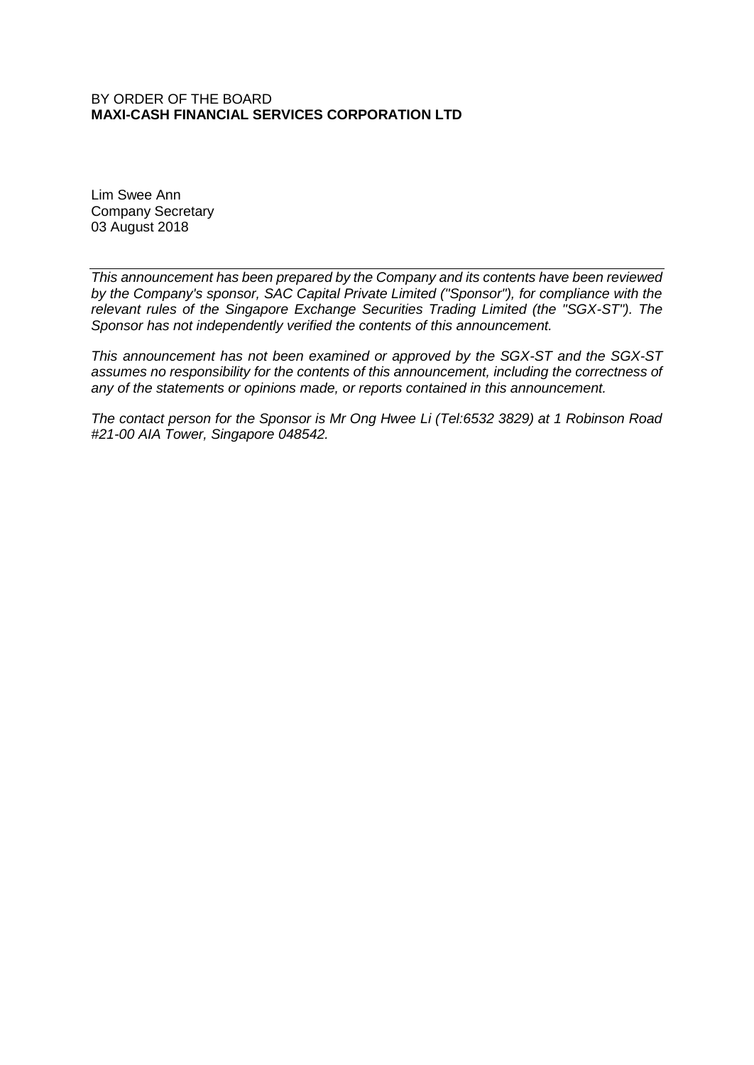BY ORDER OF THE BOARD
**MAXI-CASH FINANCIAL SERVICES CORPORATION LTD**

Lim Swee Ann
Company Secretary
03 August 2018

---

*This announcement has been prepared by the Company and its contents have been reviewed by the Company's sponsor, SAC Capital Private Limited ("Sponsor"), for compliance with the relevant rules of the Singapore Exchange Securities Trading Limited (the "SGX-ST"). The Sponsor has not independently verified the contents of this announcement.*

*This announcement has not been examined or approved by the SGX-ST and the SGX-ST assumes no responsibility for the contents of this announcement, including the correctness of any of the statements or opinions made, or reports contained in this announcement.*

*The contact person for the Sponsor is Mr Ong Hwee Li (Tel:6532 3829) at 1 Robinson Road #21-00 AIA Tower, Singapore 048542.*